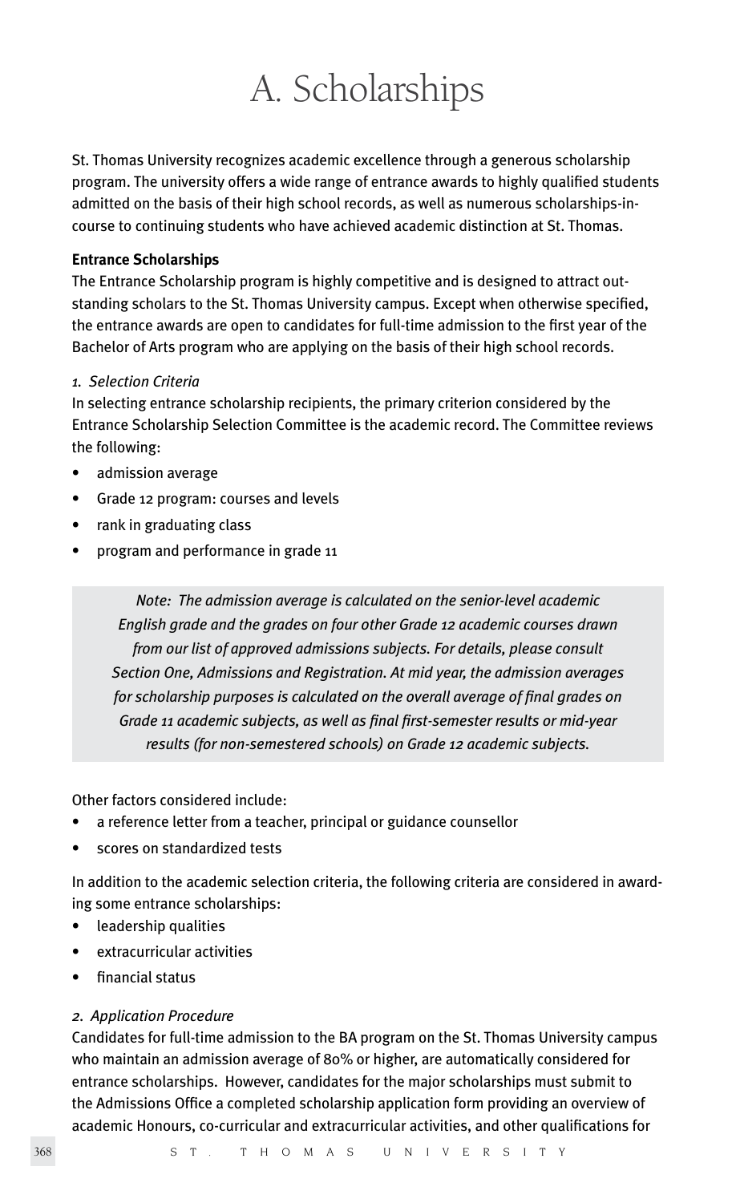// Footer "368 ST. THOMAS UNIVERSITY" is omitted as a running page footer.
# A. Scholarships

St. Thomas University recognizes academic excellence through a generous scholarship program. The university offers a wide range of entrance awards to highly qualified students admitted on the basis of their high school records, as well as numerous scholarships-in-course to continuing students who have achieved academic distinction at St. Thomas.

**Entrance Scholarships**

The Entrance Scholarship program is highly competitive and is designed to attract outstanding scholars to the St. Thomas University campus. Except when otherwise specified, the entrance awards are open to candidates for full-time admission to the first year of the Bachelor of Arts program who are applying on the basis of their high school records.

*1. Selection Criteria*

In selecting entrance scholarship recipients, the primary criterion considered by the Entrance Scholarship Selection Committee is the academic record. The Committee reviews the following:

- admission average
- Grade 12 program: courses and levels
- rank in graduating class
- program and performance in grade 11

> *Note: The admission average is calculated on the senior-level academic English grade and the grades on four other Grade 12 academic courses drawn from our list of approved admissions subjects. For details, please consult Section One, Admissions and Registration. At mid year, the admission averages for scholarship purposes is calculated on the overall average of final grades on Grade 11 academic subjects, as well as final first-semester results or mid-year results (for non-semestered schools) on Grade 12 academic subjects.*

Other factors considered include:

- a reference letter from a teacher, principal or guidance counsellor
- scores on standardized tests

In addition to the academic selection criteria, the following criteria are considered in awarding some entrance scholarships:

- leadership qualities
- extracurricular activities
- financial status

*2. Application Procedure*

Candidates for full-time admission to the BA program on the St. Thomas University campus who maintain an admission average of 80% or higher, are automatically considered for entrance scholarships. However, candidates for the major scholarships must submit to the Admissions Office a completed scholarship application form providing an overview of academic Honours, co-curricular and extracurricular activities, and other qualifications for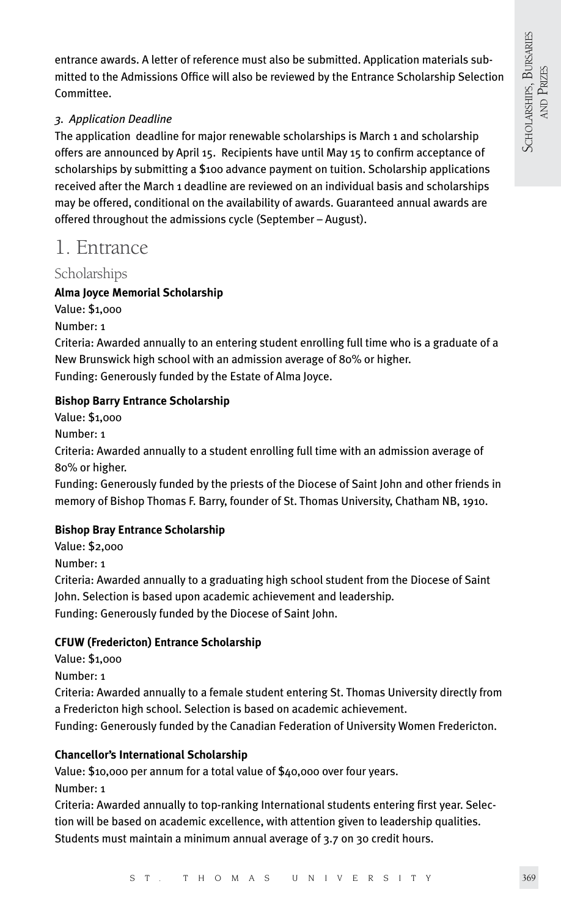entrance awards. A letter of reference must also be submitted. Application materials submitted to the Admissions Office will also be reviewed by the Entrance Scholarship Selection Committee.

*3. Application Deadline*

The application deadline for major renewable scholarships is March 1 and scholarship offers are announced by April 15. Recipients have until May 15 to confirm acceptance of scholarships by submitting a $100 advance payment on tuition. Scholarship applications received after the March 1 deadline are reviewed on an individual basis and scholarships may be offered, conditional on the availability of awards. Guaranteed annual awards are offered throughout the admissions cycle (September – August).

# 1. Entrance

## Scholarships

**Alma Joyce Memorial Scholarship**

Value: $1,000

Number: 1

Criteria: Awarded annually to an entering student enrolling full time who is a graduate of a New Brunswick high school with an admission average of 80% or higher.

Funding: Generously funded by the Estate of Alma Joyce.

**Bishop Barry Entrance Scholarship**

Value: $1,000

Number: 1

Criteria: Awarded annually to a student enrolling full time with an admission average of 80% or higher.

Funding: Generously funded by the priests of the Diocese of Saint John and other friends in memory of Bishop Thomas F. Barry, founder of St. Thomas University, Chatham NB, 1910.

**Bishop Bray Entrance Scholarship**

Value: $2,000

Number: 1

Criteria: Awarded annually to a graduating high school student from the Diocese of Saint John. Selection is based upon academic achievement and leadership.

Funding: Generously funded by the Diocese of Saint John.

**CFUW (Fredericton) Entrance Scholarship**

Value: $1,000

Number: 1

Criteria: Awarded annually to a female student entering St. Thomas University directly from a Fredericton high school. Selection is based on academic achievement.

Funding: Generously funded by the Canadian Federation of University Women Fredericton.

**Chancellor's International Scholarship**

Value: $10,000 per annum for a total value of $40,000 over four years.

Number: 1

Criteria: Awarded annually to top-ranking International students entering first year. Selection will be based on academic excellence, with attention given to leadership qualities. Students must maintain a minimum annual average of 3.7 on 30 credit hours.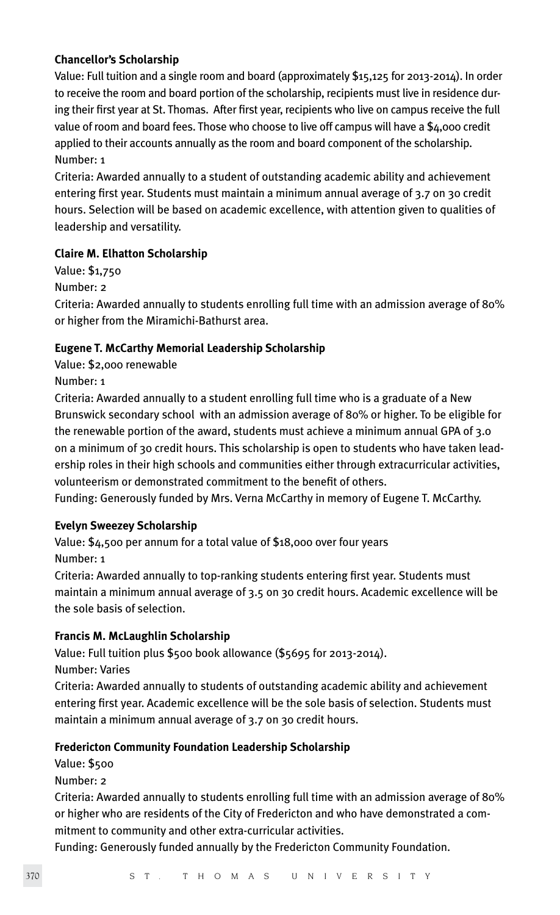**Chancellor's Scholarship**

Value: Full tuition and a single room and board (approximately $15,125 for 2013-2014). In order to receive the room and board portion of the scholarship, recipients must live in residence during their first year at St. Thomas. After first year, recipients who live on campus receive the full value of room and board fees. Those who choose to live off campus will have a $4,000 credit applied to their accounts annually as the room and board component of the scholarship.
Number: 1
Criteria: Awarded annually to a student of outstanding academic ability and achievement entering first year. Students must maintain a minimum annual average of 3.7 on 30 credit hours. Selection will be based on academic excellence, with attention given to qualities of leadership and versatility.

**Claire M. Elhatton Scholarship**

Value: $1,750
Number: 2
Criteria: Awarded annually to students enrolling full time with an admission average of 80% or higher from the Miramichi-Bathurst area.

**Eugene T. McCarthy Memorial Leadership Scholarship**

Value: $2,000 renewable
Number: 1
Criteria: Awarded annually to a student enrolling full time who is a graduate of a New Brunswick secondary school with an admission average of 80% or higher. To be eligible for the renewable portion of the award, students must achieve a minimum annual GPA of 3.0 on a minimum of 30 credit hours. This scholarship is open to students who have taken leadership roles in their high schools and communities either through extracurricular activities, volunteerism or demonstrated commitment to the benefit of others.
Funding: Generously funded by Mrs. Verna McCarthy in memory of Eugene T. McCarthy.

**Evelyn Sweezey Scholarship**

Value: $4,500 per annum for a total value of $18,000 over four years
Number: 1
Criteria: Awarded annually to top-ranking students entering first year. Students must maintain a minimum annual average of 3.5 on 30 credit hours. Academic excellence will be the sole basis of selection.

**Francis M. McLaughlin Scholarship**

Value: Full tuition plus $500 book allowance ($5695 for 2013-2014).
Number: Varies
Criteria: Awarded annually to students of outstanding academic ability and achievement entering first year. Academic excellence will be the sole basis of selection. Students must maintain a minimum annual average of 3.7 on 30 credit hours.

**Fredericton Community Foundation Leadership Scholarship**

Value: $500
Number: 2
Criteria: Awarded annually to students enrolling full time with an admission average of 80% or higher who are residents of the City of Fredericton and who have demonstrated a commitment to community and other extra-curricular activities.
Funding: Generously funded annually by the Fredericton Community Foundation.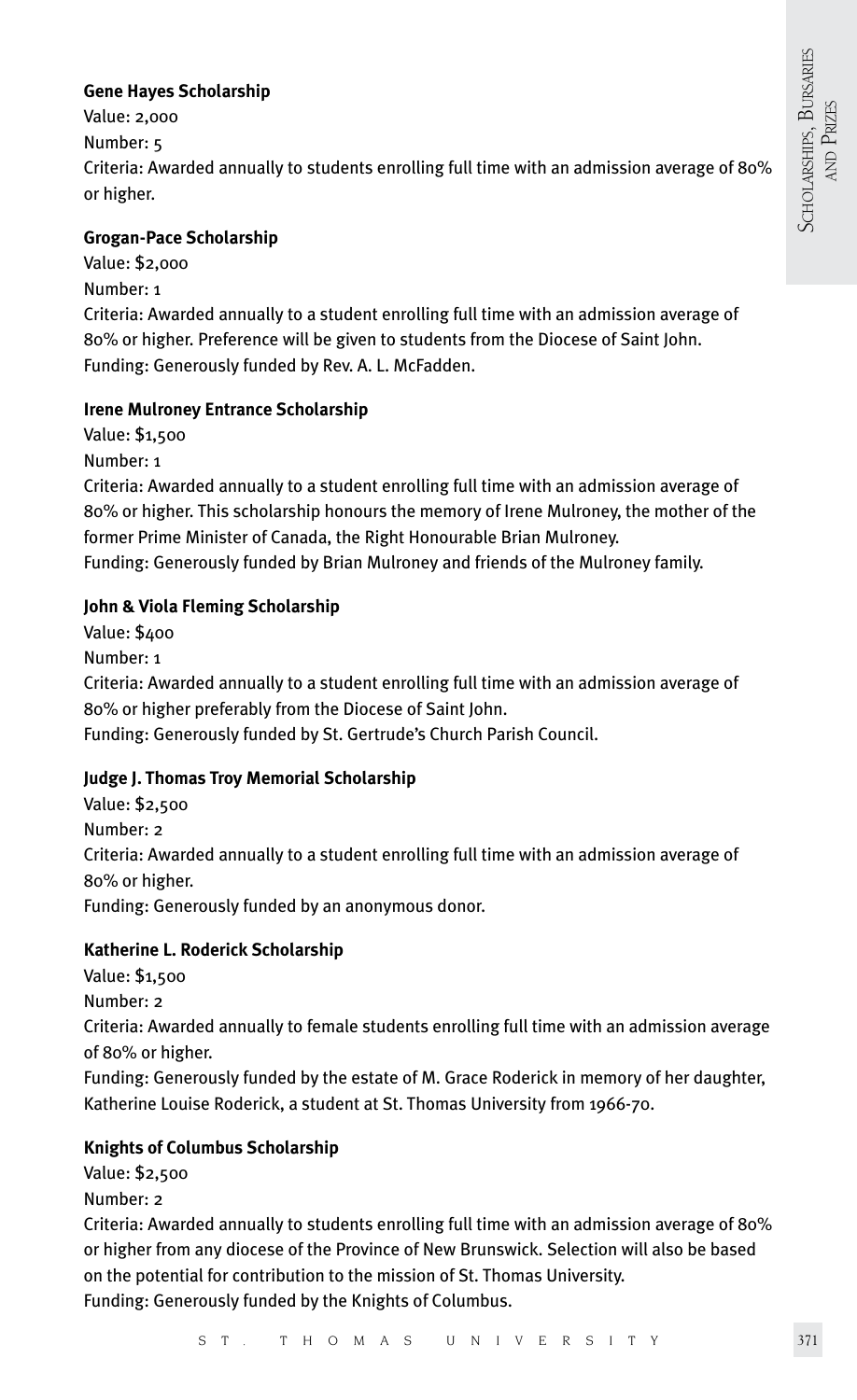**Gene Hayes Scholarship**

Value: 2,000

Number: 5

Criteria: Awarded annually to students enrolling full time with an admission average of 80% or higher.

**Grogan-Pace Scholarship**

Value: $2,000

Number: 1

Criteria: Awarded annually to a student enrolling full time with an admission average of 80% or higher. Preference will be given to students from the Diocese of Saint John.

Funding: Generously funded by Rev. A. L. McFadden.

**Irene Mulroney Entrance Scholarship**

Value: $1,500

Number: 1

Criteria: Awarded annually to a student enrolling full time with an admission average of 80% or higher. This scholarship honours the memory of Irene Mulroney, the mother of the former Prime Minister of Canada, the Right Honourable Brian Mulroney.

Funding: Generously funded by Brian Mulroney and friends of the Mulroney family.

**John & Viola Fleming Scholarship**

Value: $400

Number: 1

Criteria: Awarded annually to a student enrolling full time with an admission average of 80% or higher preferably from the Diocese of Saint John.

Funding: Generously funded by St. Gertrude's Church Parish Council.

**Judge J. Thomas Troy Memorial Scholarship**

Value: $2,500

Number: 2

Criteria: Awarded annually to a student enrolling full time with an admission average of 80% or higher.

Funding: Generously funded by an anonymous donor.

**Katherine L. Roderick Scholarship**

Value: $1,500

Number: 2

Criteria: Awarded annually to female students enrolling full time with an admission average of 80% or higher.

Funding: Generously funded by the estate of M. Grace Roderick in memory of her daughter, Katherine Louise Roderick, a student at St. Thomas University from 1966-70.

**Knights of Columbus Scholarship**

Value: $2,500

Number: 2

Criteria: Awarded annually to students enrolling full time with an admission average of 80% or higher from any diocese of the Province of New Brunswick. Selection will also be based on the potential for contribution to the mission of St. Thomas University.

Funding: Generously funded by the Knights of Columbus.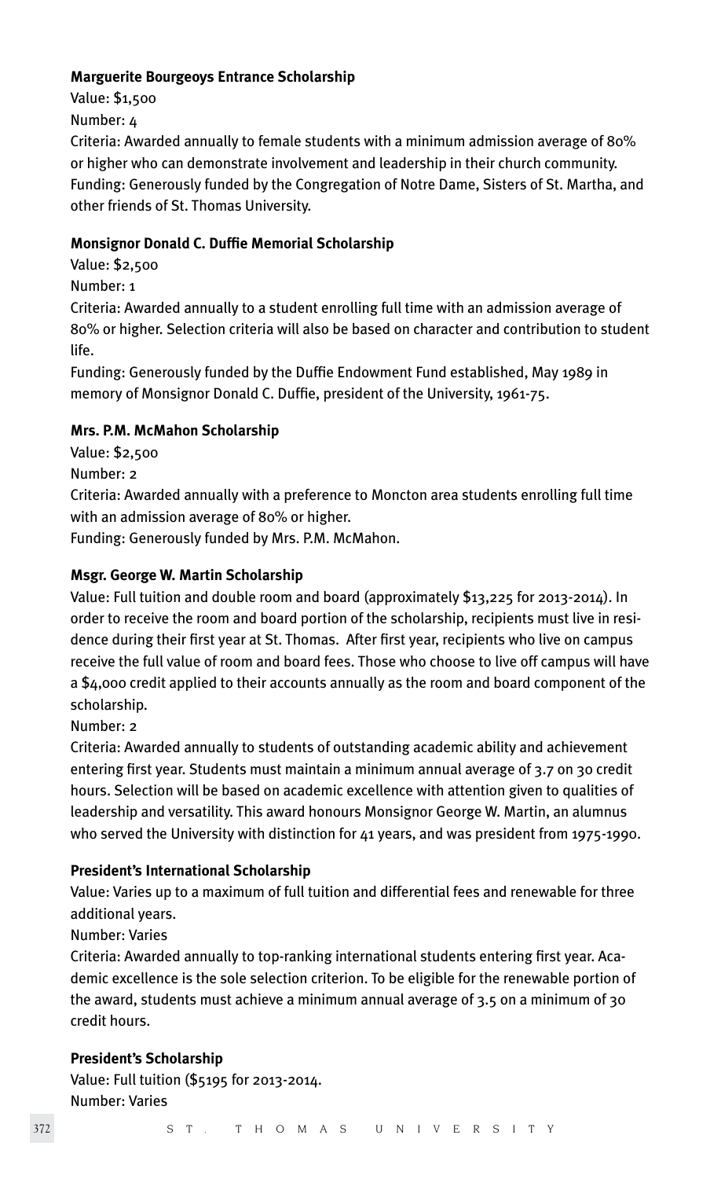**Marguerite Bourgeoys Entrance Scholarship**

Value: $1,500

Number: 4

Criteria: Awarded annually to female students with a minimum admission average of 80% or higher who can demonstrate involvement and leadership in their church community.

Funding: Generously funded by the Congregation of Notre Dame, Sisters of St. Martha, and other friends of St. Thomas University.

**Monsignor Donald C. Duffie Memorial Scholarship**

Value: $2,500

Number: 1

Criteria: Awarded annually to a student enrolling full time with an admission average of 80% or higher. Selection criteria will also be based on character and contribution to student life.

Funding: Generously funded by the Duffie Endowment Fund established, May 1989 in memory of Monsignor Donald C. Duffie, president of the University, 1961-75.

**Mrs. P.M. McMahon Scholarship**

Value: $2,500

Number: 2

Criteria: Awarded annually with a preference to Moncton area students enrolling full time with an admission average of 80% or higher.

Funding: Generously funded by Mrs. P.M. McMahon.

**Msgr. George W. Martin Scholarship**

Value: Full tuition and double room and board (approximately $13,225 for 2013-2014). In order to receive the room and board portion of the scholarship, recipients must live in residence during their first year at St. Thomas. After first year, recipients who live on campus receive the full value of room and board fees. Those who choose to live off campus will have a $4,000 credit applied to their accounts annually as the room and board component of the scholarship.

Number: 2

Criteria: Awarded annually to students of outstanding academic ability and achievement entering first year. Students must maintain a minimum annual average of 3.7 on 30 credit hours. Selection will be based on academic excellence with attention given to qualities of leadership and versatility. This award honours Monsignor George W. Martin, an alumnus who served the University with distinction for 41 years, and was president from 1975-1990.

**President's International Scholarship**

Value: Varies up to a maximum of full tuition and differential fees and renewable for three additional years.

Number: Varies

Criteria: Awarded annually to top-ranking international students entering first year. Academic excellence is the sole selection criterion. To be eligible for the renewable portion of the award, students must achieve a minimum annual average of 3.5 on a minimum of 30 credit hours.

**President's Scholarship**

Value: Full tuition ($5195 for 2013-2014.

Number: Varies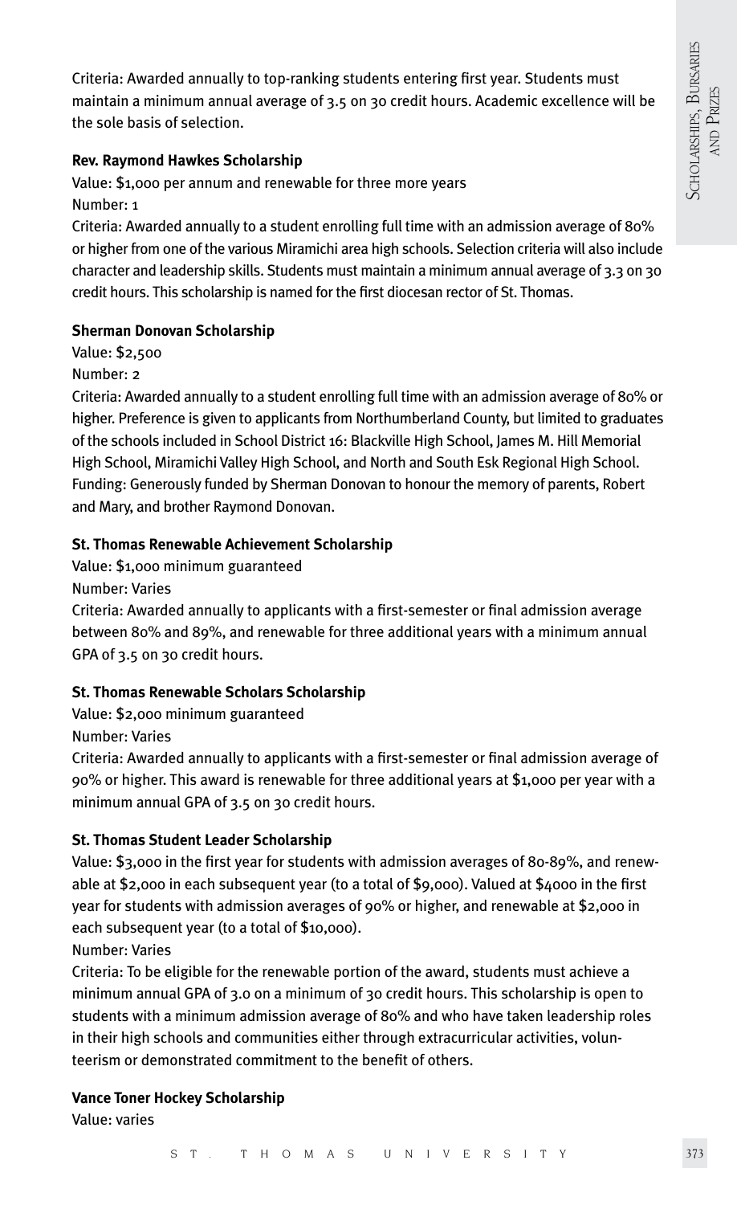Criteria: Awarded annually to top-ranking students entering first year. Students must maintain a minimum annual average of 3.5 on 30 credit hours. Academic excellence will be the sole basis of selection.

**Rev. Raymond Hawkes Scholarship**

Value: $1,000 per annum and renewable for three more years
Number: 1
Criteria: Awarded annually to a student enrolling full time with an admission average of 80% or higher from one of the various Miramichi area high schools. Selection criteria will also include character and leadership skills. Students must maintain a minimum annual average of 3.3 on 30 credit hours. This scholarship is named for the first diocesan rector of St. Thomas.

**Sherman Donovan Scholarship**

Value: $2,500
Number: 2
Criteria: Awarded annually to a student enrolling full time with an admission average of 80% or higher. Preference is given to applicants from Northumberland County, but limited to graduates of the schools included in School District 16: Blackville High School, James M. Hill Memorial High School, Miramichi Valley High School, and North and South Esk Regional High School.
Funding: Generously funded by Sherman Donovan to honour the memory of parents, Robert and Mary, and brother Raymond Donovan.

**St. Thomas Renewable Achievement Scholarship**

Value: $1,000 minimum guaranteed
Number: Varies
Criteria: Awarded annually to applicants with a first-semester or final admission average between 80% and 89%, and renewable for three additional years with a minimum annual GPA of 3.5 on 30 credit hours.

**St. Thomas Renewable Scholars Scholarship**

Value: $2,000 minimum guaranteed
Number: Varies
Criteria: Awarded annually to applicants with a first-semester or final admission average of 90% or higher. This award is renewable for three additional years at $1,000 per year with a minimum annual GPA of 3.5 on 30 credit hours.

**St. Thomas Student Leader Scholarship**

Value: $3,000 in the first year for students with admission averages of 80-89%, and renewable at $2,000 in each subsequent year (to a total of $9,000). Valued at $4000 in the first year for students with admission averages of 90% or higher, and renewable at $2,000 in each subsequent year (to a total of $10,000).
Number: Varies
Criteria: To be eligible for the renewable portion of the award, students must achieve a minimum annual GPA of 3.0 on a minimum of 30 credit hours. This scholarship is open to students with a minimum admission average of 80% and who have taken leadership roles in their high schools and communities either through extracurricular activities, volunteerism or demonstrated commitment to the benefit of others.

**Vance Toner Hockey Scholarship**

Value: varies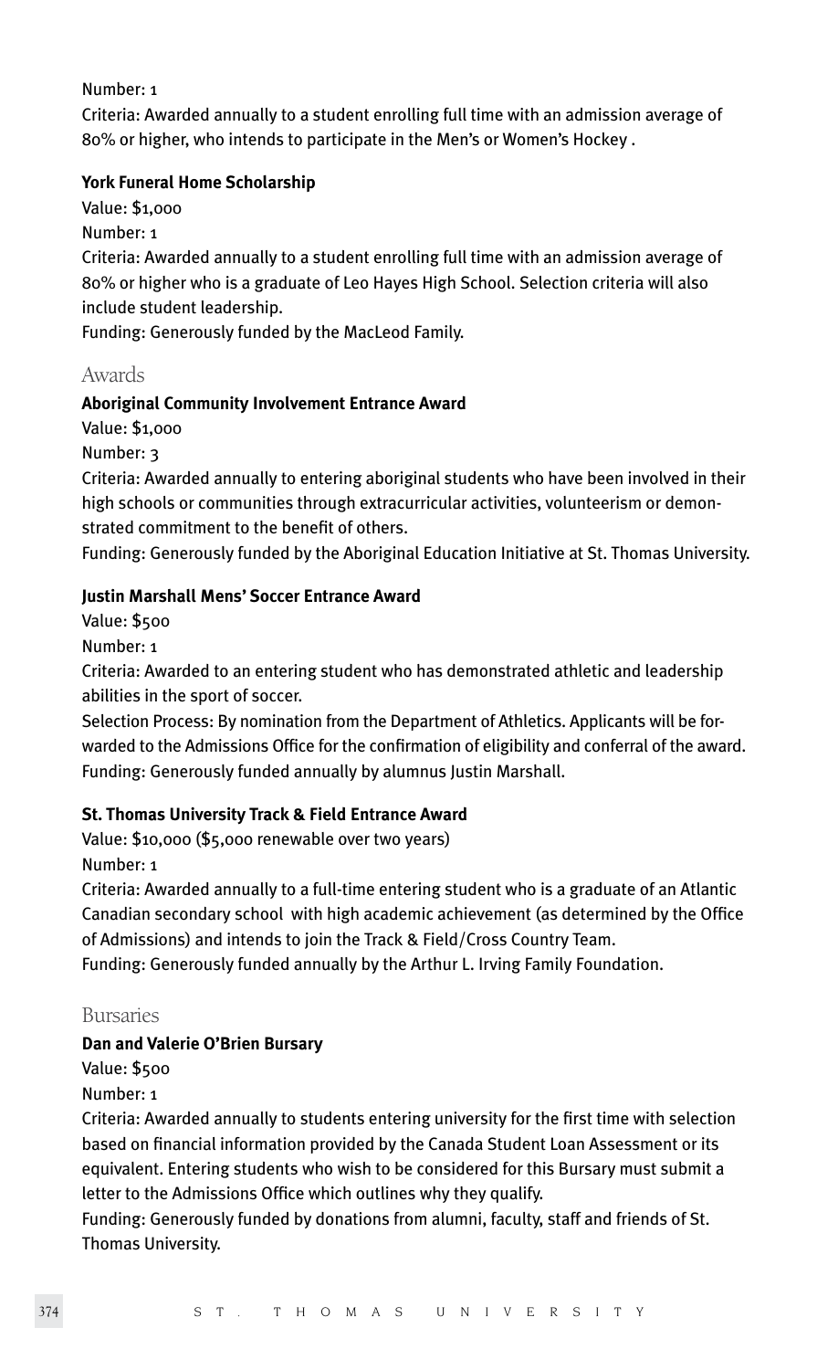Number: 1

Criteria: Awarded annually to a student enrolling full time with an admission average of 80% or higher, who intends to participate in the Men's or Women's Hockey .

**York Funeral Home Scholarship**

Value: $1,000

Number: 1

Criteria: Awarded annually to a student enrolling full time with an admission average of 80% or higher who is a graduate of Leo Hayes High School. Selection criteria will also include student leadership.

Funding: Generously funded by the MacLeod Family.

## Awards

**Aboriginal Community Involvement Entrance Award**

Value: $1,000

Number: 3

Criteria: Awarded annually to entering aboriginal students who have been involved in their high schools or communities through extracurricular activities, volunteerism or demonstrated commitment to the benefit of others.

Funding: Generously funded by the Aboriginal Education Initiative at St. Thomas University.

**Justin Marshall Mens' Soccer Entrance Award**

Value: $500

Number: 1

Criteria: Awarded to an entering student who has demonstrated athletic and leadership abilities in the sport of soccer.

Selection Process: By nomination from the Department of Athletics. Applicants will be forwarded to the Admissions Office for the confirmation of eligibility and conferral of the award.

Funding: Generously funded annually by alumnus Justin Marshall.

**St. Thomas University Track & Field Entrance Award**

Value: $10,000 ($5,000 renewable over two years)

Number: 1

Criteria: Awarded annually to a full-time entering student who is a graduate of an Atlantic Canadian secondary school with high academic achievement (as determined by the Office of Admissions) and intends to join the Track & Field/Cross Country Team.

Funding: Generously funded annually by the Arthur L. Irving Family Foundation.

## Bursaries

**Dan and Valerie O'Brien Bursary**

Value: $500

Number: 1

Criteria: Awarded annually to students entering university for the first time with selection based on financial information provided by the Canada Student Loan Assessment or its equivalent. Entering students who wish to be considered for this Bursary must submit a letter to the Admissions Office which outlines why they qualify.

Funding: Generously funded by donations from alumni, faculty, staff and friends of St. Thomas University.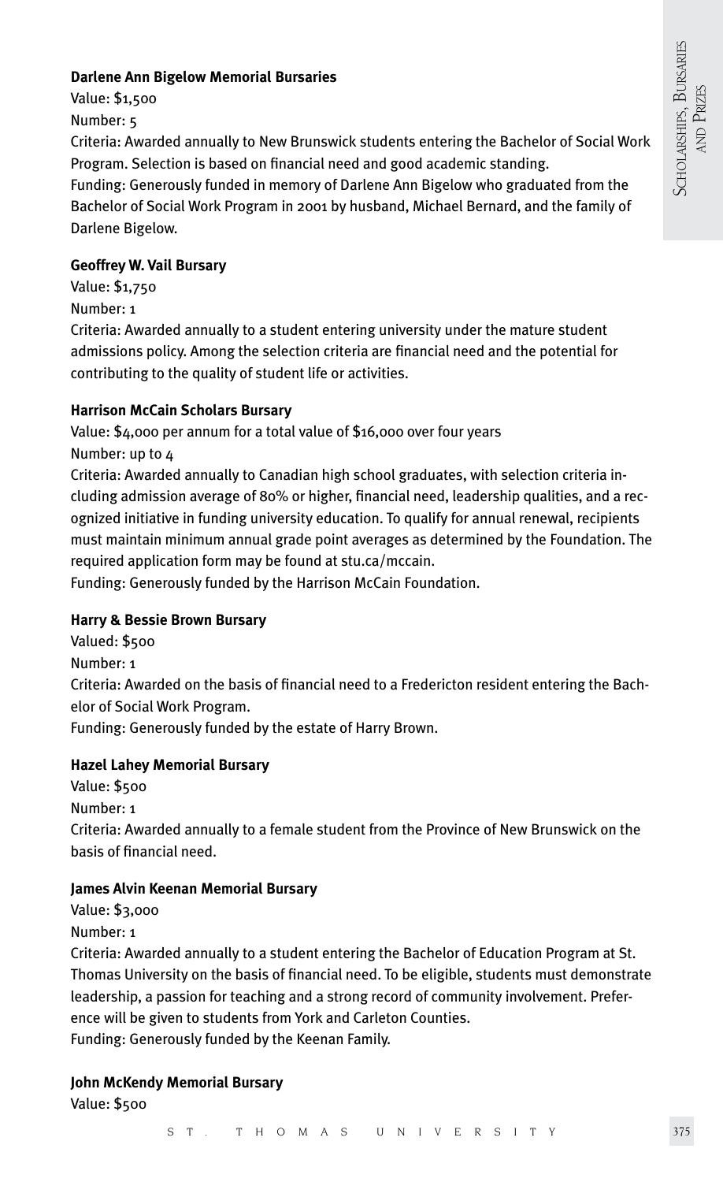**Darlene Ann Bigelow Memorial Bursaries**

Value: $1,500

Number: 5

Criteria: Awarded annually to New Brunswick students entering the Bachelor of Social Work Program. Selection is based on financial need and good academic standing.

Funding: Generously funded in memory of Darlene Ann Bigelow who graduated from the Bachelor of Social Work Program in 2001 by husband, Michael Bernard, and the family of Darlene Bigelow.

**Geoffrey W. Vail Bursary**

Value: $1,750

Number: 1

Criteria: Awarded annually to a student entering university under the mature student admissions policy. Among the selection criteria are financial need and the potential for contributing to the quality of student life or activities.

**Harrison McCain Scholars Bursary**

Value: $4,000 per annum for a total value of $16,000 over four years

Number: up to 4

Criteria: Awarded annually to Canadian high school graduates, with selection criteria including admission average of 80% or higher, financial need, leadership qualities, and a recognized initiative in funding university education. To qualify for annual renewal, recipients must maintain minimum annual grade point averages as determined by the Foundation. The required application form may be found at stu.ca/mccain.

Funding: Generously funded by the Harrison McCain Foundation.

**Harry & Bessie Brown Bursary**

Valued: $500

Number: 1

Criteria: Awarded on the basis of financial need to a Fredericton resident entering the Bachelor of Social Work Program.

Funding: Generously funded by the estate of Harry Brown.

**Hazel Lahey Memorial Bursary**

Value: $500

Number: 1

Criteria: Awarded annually to a female student from the Province of New Brunswick on the basis of financial need.

**James Alvin Keenan Memorial Bursary**

Value: $3,000

Number: 1

Criteria: Awarded annually to a student entering the Bachelor of Education Program at St. Thomas University on the basis of financial need. To be eligible, students must demonstrate leadership, a passion for teaching and a strong record of community involvement. Preference will be given to students from York and Carleton Counties.

Funding: Generously funded by the Keenan Family.

**John McKendy Memorial Bursary**

Value: $500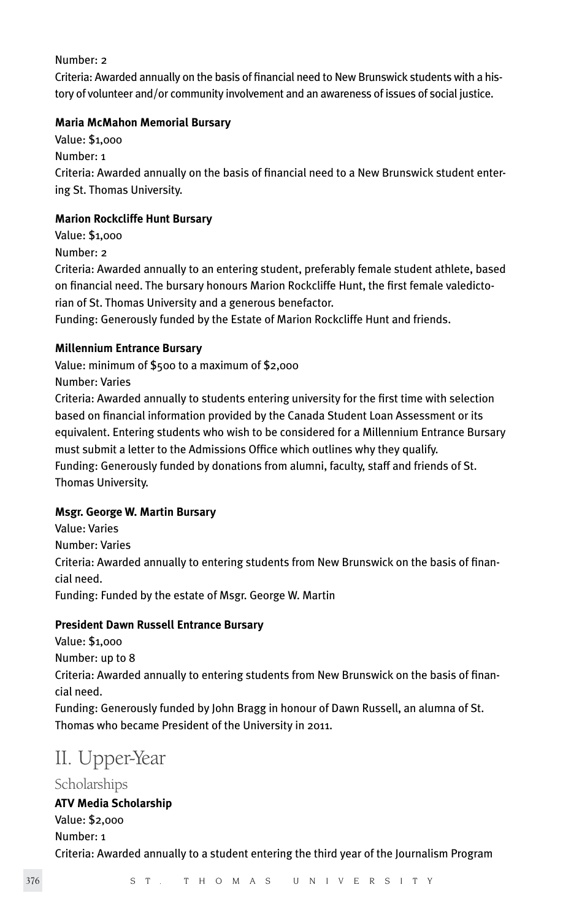Number: 2

Criteria: Awarded annually on the basis of financial need to New Brunswick students with a history of volunteer and/or community involvement and an awareness of issues of social justice.

**Maria McMahon Memorial Bursary**

Value: $1,000

Number: 1

Criteria: Awarded annually on the basis of financial need to a New Brunswick student entering St. Thomas University.

**Marion Rockcliffe Hunt Bursary**

Value: $1,000

Number: 2

Criteria: Awarded annually to an entering student, preferably female student athlete, based on financial need. The bursary honours Marion Rockcliffe Hunt, the first female valedictorian of St. Thomas University and a generous benefactor.

Funding: Generously funded by the Estate of Marion Rockcliffe Hunt and friends.

**Millennium Entrance Bursary**

Value: minimum of $500 to a maximum of $2,000

Number: Varies

Criteria: Awarded annually to students entering university for the first time with selection based on financial information provided by the Canada Student Loan Assessment or its equivalent. Entering students who wish to be considered for a Millennium Entrance Bursary must submit a letter to the Admissions Office which outlines why they qualify.

Funding: Generously funded by donations from alumni, faculty, staff and friends of St. Thomas University.

**Msgr. George W. Martin Bursary**

Value: Varies

Number: Varies

Criteria: Awarded annually to entering students from New Brunswick on the basis of financial need.

Funding: Funded by the estate of Msgr. George W. Martin

**President Dawn Russell Entrance Bursary**

Value: $1,000

Number: up to 8

Criteria: Awarded annually to entering students from New Brunswick on the basis of financial need.

Funding: Generously funded by John Bragg in honour of Dawn Russell, an alumna of St. Thomas who became President of the University in 2011.

# II. Upper-Year

## Scholarships

**ATV Media Scholarship**

Value: $2,000

Number: 1

Criteria: Awarded annually to a student entering the third year of the Journalism Program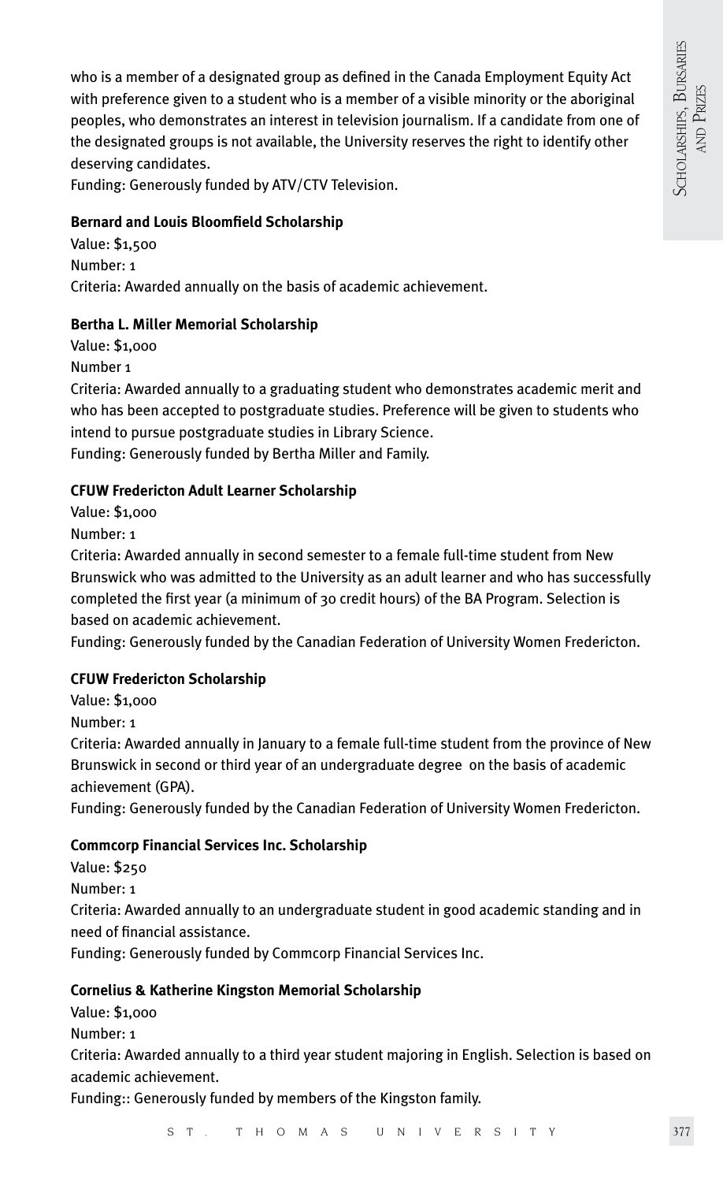who is a member of a designated group as defined in the Canada Employment Equity Act with preference given to a student who is a member of a visible minority or the aboriginal peoples, who demonstrates an interest in television journalism. If a candidate from one of the designated groups is not available, the University reserves the right to identify other deserving candidates.
Funding: Generously funded by ATV/CTV Television.

**Bernard and Louis Bloomfield Scholarship**
Value: $1,500
Number: 1
Criteria: Awarded annually on the basis of academic achievement.

**Bertha L. Miller Memorial Scholarship**
Value: $1,000
Number 1
Criteria: Awarded annually to a graduating student who demonstrates academic merit and who has been accepted to postgraduate studies. Preference will be given to students who intend to pursue postgraduate studies in Library Science.
Funding: Generously funded by Bertha Miller and Family.

**CFUW Fredericton Adult Learner Scholarship**
Value: $1,000
Number: 1
Criteria: Awarded annually in second semester to a female full-time student from New Brunswick who was admitted to the University as an adult learner and who has successfully completed the first year (a minimum of 30 credit hours) of the BA Program. Selection is based on academic achievement.
Funding: Generously funded by the Canadian Federation of University Women Fredericton.

**CFUW Fredericton Scholarship**
Value: $1,000
Number: 1
Criteria: Awarded annually in January to a female full-time student from the province of New Brunswick in second or third year of an undergraduate degree on the basis of academic achievement (GPA).
Funding: Generously funded by the Canadian Federation of University Women Fredericton.

**Commcorp Financial Services Inc. Scholarship**
Value: $250
Number: 1
Criteria: Awarded annually to an undergraduate student in good academic standing and in need of financial assistance.
Funding: Generously funded by Commcorp Financial Services Inc.

**Cornelius & Katherine Kingston Memorial Scholarship**
Value: $1,000
Number: 1
Criteria: Awarded annually to a third year student majoring in English. Selection is based on academic achievement.
Funding:: Generously funded by members of the Kingston family.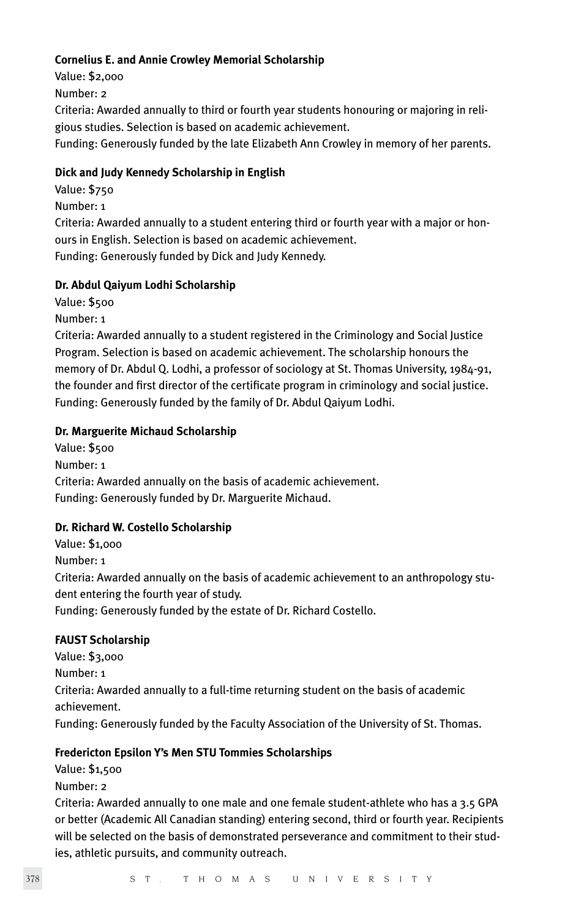**Cornelius E. and Annie Crowley Memorial Scholarship**

Value: $2,000

Number: 2

Criteria: Awarded annually to third or fourth year students honouring or majoring in religious studies. Selection is based on academic achievement.

Funding: Generously funded by the late Elizabeth Ann Crowley in memory of her parents.

**Dick and Judy Kennedy Scholarship in English**

Value: $750

Number: 1

Criteria: Awarded annually to a student entering third or fourth year with a major or honours in English. Selection is based on academic achievement.

Funding: Generously funded by Dick and Judy Kennedy.

**Dr. Abdul Qaiyum Lodhi Scholarship**

Value: $500

Number: 1

Criteria: Awarded annually to a student registered in the Criminology and Social Justice Program. Selection is based on academic achievement. The scholarship honours the memory of Dr. Abdul Q. Lodhi, a professor of sociology at St. Thomas University, 1984-91, the founder and first director of the certificate program in criminology and social justice.

Funding: Generously funded by the family of Dr. Abdul Qaiyum Lodhi.

**Dr. Marguerite Michaud Scholarship**

Value: $500

Number: 1

Criteria: Awarded annually on the basis of academic achievement.

Funding: Generously funded by Dr. Marguerite Michaud.

**Dr. Richard W. Costello Scholarship**

Value: $1,000

Number: 1

Criteria: Awarded annually on the basis of academic achievement to an anthropology student entering the fourth year of study.

Funding: Generously funded by the estate of Dr. Richard Costello.

**FAUST Scholarship**

Value: $3,000

Number: 1

Criteria: Awarded annually to a full-time returning student on the basis of academic achievement.

Funding: Generously funded by the Faculty Association of the University of St. Thomas.

**Fredericton Epsilon Y's Men STU Tommies Scholarships**

Value: $1,500

Number: 2

Criteria: Awarded annually to one male and one female student-athlete who has a 3.5 GPA or better (Academic All Canadian standing) entering second, third or fourth year. Recipients will be selected on the basis of demonstrated perseverance and commitment to their studies, athletic pursuits, and community outreach.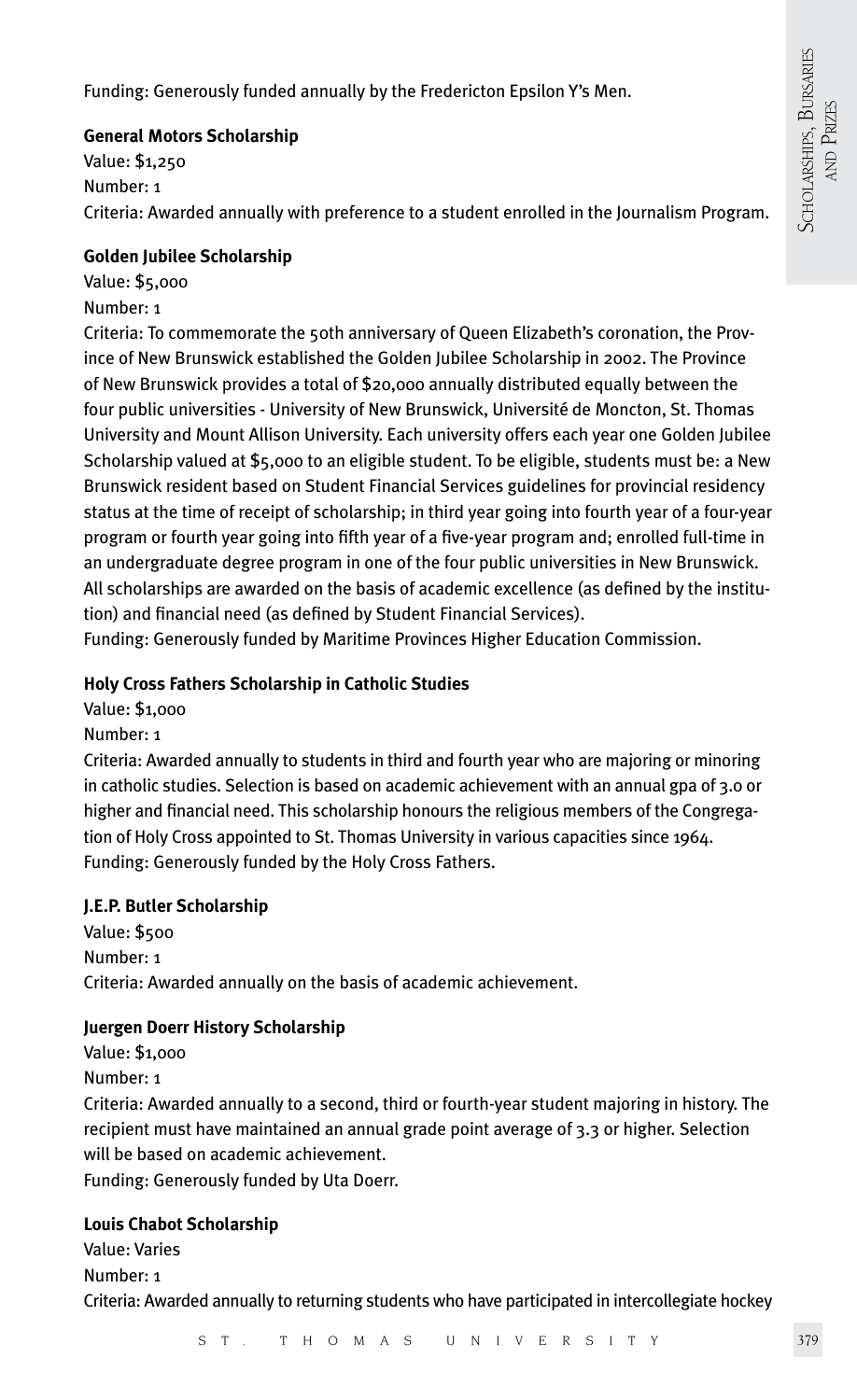Funding: Generously funded annually by the Fredericton Epsilon Y's Men.

**General Motors Scholarship**

Value: $1,250

Number: 1

Criteria: Awarded annually with preference to a student enrolled in the Journalism Program.

**Golden Jubilee Scholarship**

Value: $5,000

Number: 1

Criteria: To commemorate the 50th anniversary of Queen Elizabeth's coronation, the Province of New Brunswick established the Golden Jubilee Scholarship in 2002. The Province of New Brunswick provides a total of $20,000 annually distributed equally between the four public universities - University of New Brunswick, Université de Moncton, St. Thomas University and Mount Allison University. Each university offers each year one Golden Jubilee Scholarship valued at $5,000 to an eligible student. To be eligible, students must be: a New Brunswick resident based on Student Financial Services guidelines for provincial residency status at the time of receipt of scholarship; in third year going into fourth year of a four-year program or fourth year going into fifth year of a five-year program and; enrolled full-time in an undergraduate degree program in one of the four public universities in New Brunswick. All scholarships are awarded on the basis of academic excellence (as defined by the institution) and financial need (as defined by Student Financial Services).

Funding: Generously funded by Maritime Provinces Higher Education Commission.

**Holy Cross Fathers Scholarship in Catholic Studies**

Value: $1,000

Number: 1

Criteria: Awarded annually to students in third and fourth year who are majoring or minoring in catholic studies. Selection is based on academic achievement with an annual gpa of 3.0 or higher and financial need. This scholarship honours the religious members of the Congregation of Holy Cross appointed to St. Thomas University in various capacities since 1964.

Funding: Generously funded by the Holy Cross Fathers.

**J.E.P. Butler Scholarship**

Value: $500

Number: 1

Criteria: Awarded annually on the basis of academic achievement.

**Juergen Doerr History Scholarship**

Value: $1,000

Number: 1

Criteria: Awarded annually to a second, third or fourth-year student majoring in history. The recipient must have maintained an annual grade point average of 3.3 or higher. Selection will be based on academic achievement.

Funding: Generously funded by Uta Doerr.

**Louis Chabot Scholarship**

Value: Varies

Number: 1

Criteria: Awarded annually to returning students who have participated in intercollegiate hockey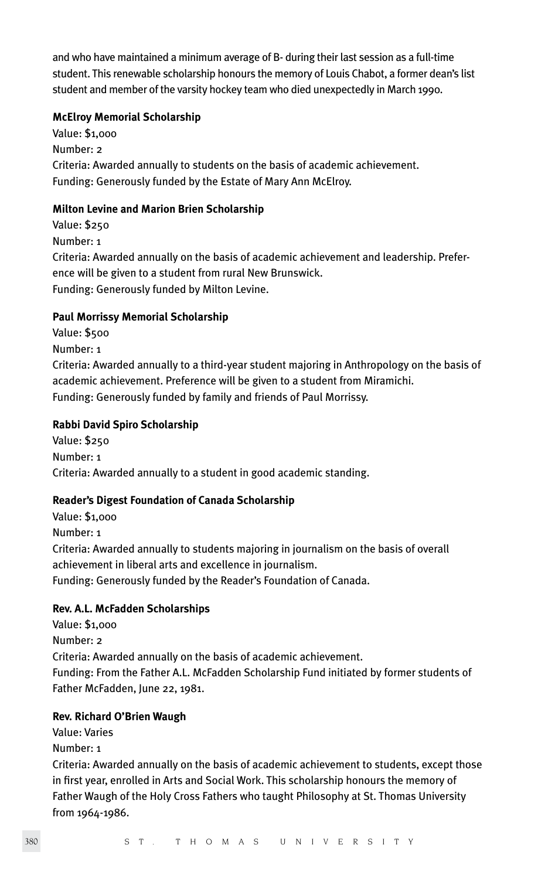and who have maintained a minimum average of B- during their last session as a full-time student. This renewable scholarship honours the memory of Louis Chabot, a former dean's list student and member of the varsity hockey team who died unexpectedly in March 1990.

**McElroy Memorial Scholarship**

Value: $1,000
Number: 2
Criteria: Awarded annually to students on the basis of academic achievement.
Funding: Generously funded by the Estate of Mary Ann McElroy.

**Milton Levine and Marion Brien Scholarship**

Value: $250
Number: 1
Criteria: Awarded annually on the basis of academic achievement and leadership. Preference will be given to a student from rural New Brunswick.
Funding: Generously funded by Milton Levine.

**Paul Morrissy Memorial Scholarship**

Value: $500
Number: 1
Criteria: Awarded annually to a third-year student majoring in Anthropology on the basis of academic achievement. Preference will be given to a student from Miramichi.
Funding: Generously funded by family and friends of Paul Morrissy.

**Rabbi David Spiro Scholarship**

Value: $250
Number: 1
Criteria: Awarded annually to a student in good academic standing.

**Reader's Digest Foundation of Canada Scholarship**

Value: $1,000
Number: 1
Criteria: Awarded annually to students majoring in journalism on the basis of overall achievement in liberal arts and excellence in journalism.
Funding: Generously funded by the Reader's Foundation of Canada.

**Rev. A.L. McFadden Scholarships**

Value: $1,000
Number: 2
Criteria: Awarded annually on the basis of academic achievement.
Funding: From the Father A.L. McFadden Scholarship Fund initiated by former students of Father McFadden, June 22, 1981.

**Rev. Richard O'Brien Waugh**

Value: Varies
Number: 1
Criteria: Awarded annually on the basis of academic achievement to students, except those in first year, enrolled in Arts and Social Work. This scholarship honours the memory of Father Waugh of the Holy Cross Fathers who taught Philosophy at St. Thomas University from 1964-1986.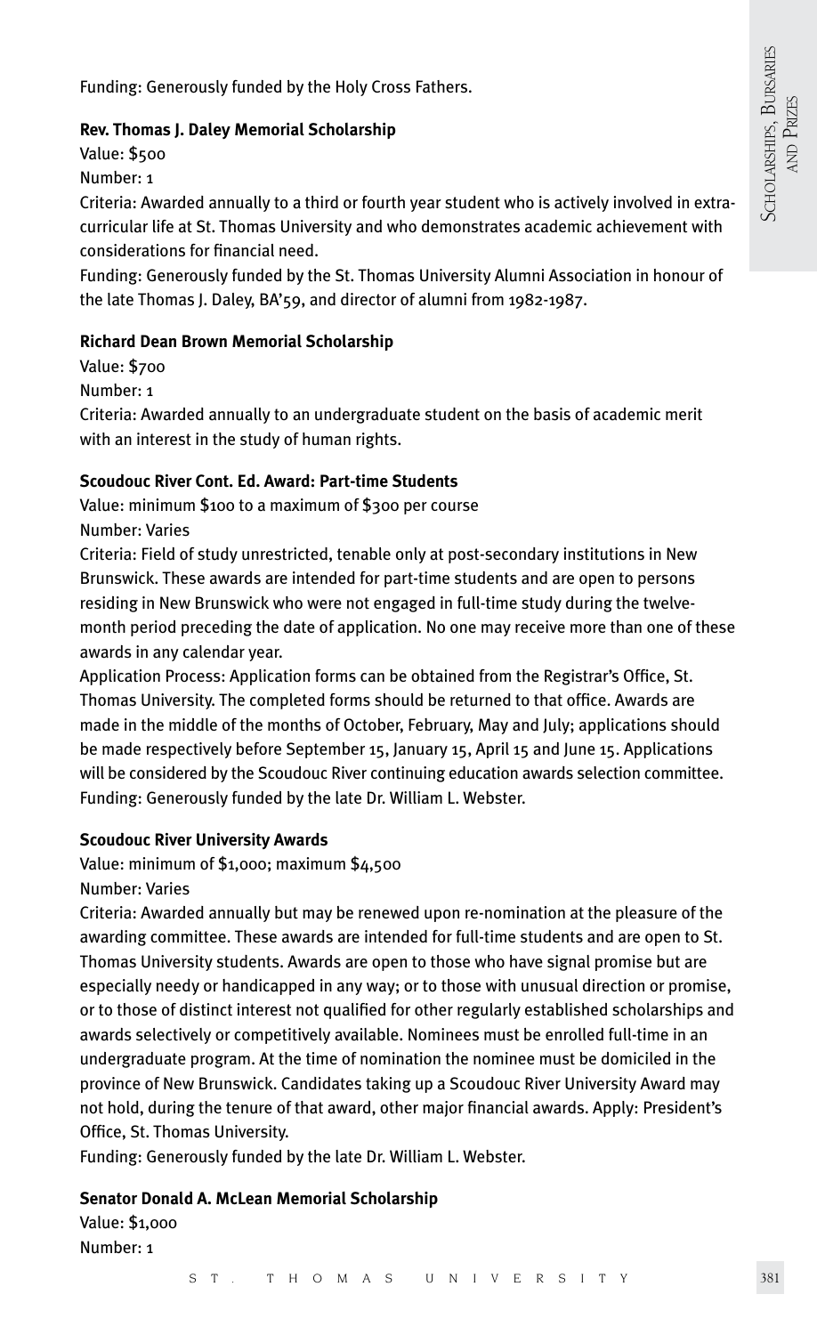Funding: Generously funded by the Holy Cross Fathers.

**Rev. Thomas J. Daley Memorial Scholarship**

Value: $500

Number: 1

Criteria: Awarded annually to a third or fourth year student who is actively involved in extra-curricular life at St. Thomas University and who demonstrates academic achievement with considerations for financial need.

Funding: Generously funded by the St. Thomas University Alumni Association in honour of the late Thomas J. Daley, BA'59, and director of alumni from 1982-1987.

**Richard Dean Brown Memorial Scholarship**

Value: $700

Number: 1

Criteria: Awarded annually to an undergraduate student on the basis of academic merit with an interest in the study of human rights.

**Scoudouc River Cont. Ed. Award: Part-time Students**

Value: minimum $100 to a maximum of $300 per course

Number: Varies

Criteria: Field of study unrestricted, tenable only at post-secondary institutions in New Brunswick. These awards are intended for part-time students and are open to persons residing in New Brunswick who were not engaged in full-time study during the twelve-month period preceding the date of application. No one may receive more than one of these awards in any calendar year.

Application Process: Application forms can be obtained from the Registrar's Office, St. Thomas University. The completed forms should be returned to that office. Awards are made in the middle of the months of October, February, May and July; applications should be made respectively before September 15, January 15, April 15 and June 15. Applications will be considered by the Scoudouc River continuing education awards selection committee.

Funding: Generously funded by the late Dr. William L. Webster.

**Scoudouc River University Awards**

Value: minimum of $1,000; maximum $4,500

Number: Varies

Criteria: Awarded annually but may be renewed upon re-nomination at the pleasure of the awarding committee. These awards are intended for full-time students and are open to St. Thomas University students. Awards are open to those who have signal promise but are especially needy or handicapped in any way; or to those with unusual direction or promise, or to those of distinct interest not qualified for other regularly established scholarships and awards selectively or competitively available. Nominees must be enrolled full-time in an undergraduate program. At the time of nomination the nominee must be domiciled in the province of New Brunswick. Candidates taking up a Scoudouc River University Award may not hold, during the tenure of that award, other major financial awards. Apply: President's Office, St. Thomas University.

Funding: Generously funded by the late Dr. William L. Webster.

**Senator Donald A. McLean Memorial Scholarship**

Value: $1,000

Number: 1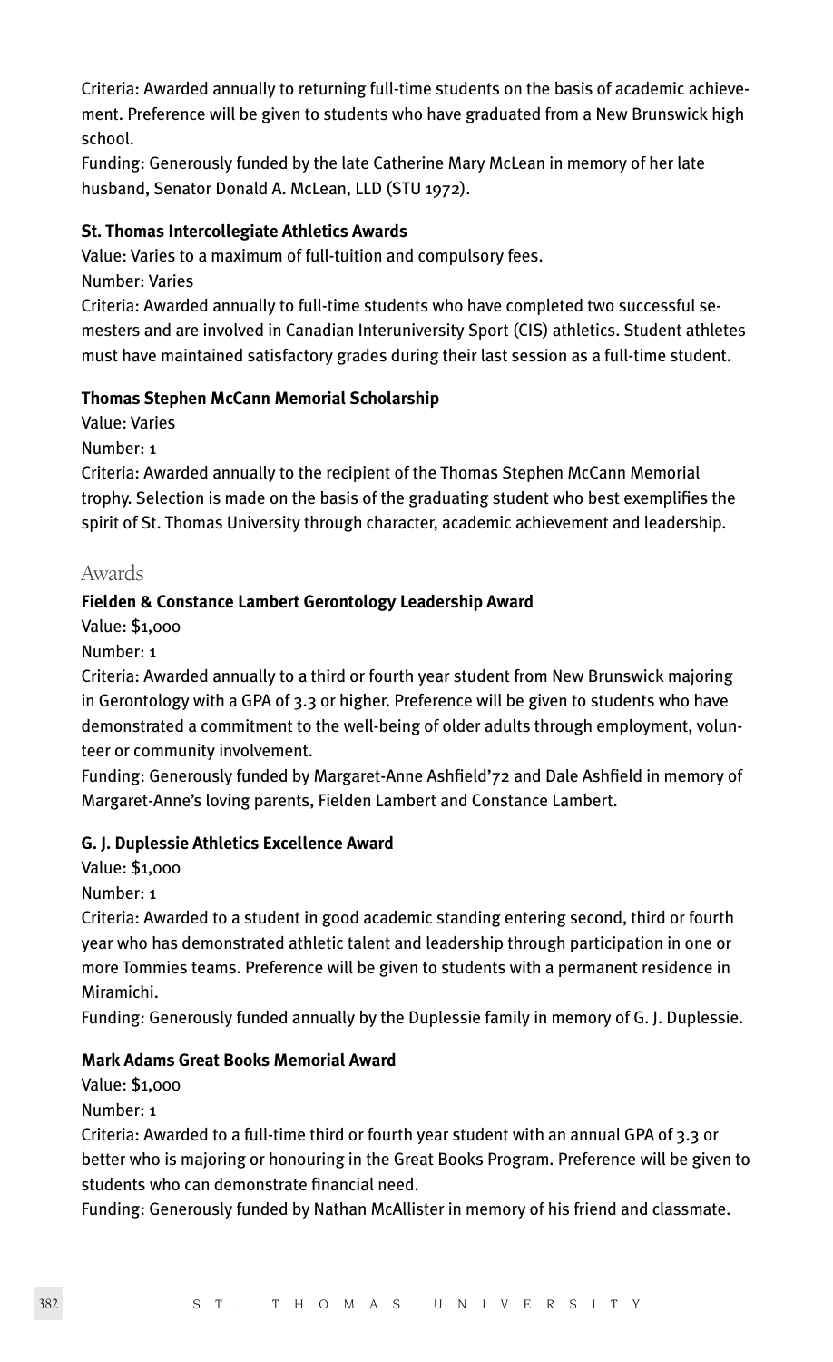Criteria: Awarded annually to returning full-time students on the basis of academic achievement. Preference will be given to students who have graduated from a New Brunswick high school.

Funding: Generously funded by the late Catherine Mary McLean in memory of her late husband, Senator Donald A. McLean, LLD (STU 1972).

**St. Thomas Intercollegiate Athletics Awards**

Value: Varies to a maximum of full-tuition and compulsory fees.

Number: Varies

Criteria: Awarded annually to full-time students who have completed two successful semesters and are involved in Canadian Interuniversity Sport (CIS) athletics. Student athletes must have maintained satisfactory grades during their last session as a full-time student.

**Thomas Stephen McCann Memorial Scholarship**

Value: Varies

Number: 1

Criteria: Awarded annually to the recipient of the Thomas Stephen McCann Memorial trophy. Selection is made on the basis of the graduating student who best exemplifies the spirit of St. Thomas University through character, academic achievement and leadership.

## Awards

**Fielden & Constance Lambert Gerontology Leadership Award**

Value: $1,000

Number: 1

Criteria: Awarded annually to a third or fourth year student from New Brunswick majoring in Gerontology with a GPA of 3.3 or higher. Preference will be given to students who have demonstrated a commitment to the well-being of older adults through employment, volunteer or community involvement.

Funding: Generously funded by Margaret-Anne Ashfield'72 and Dale Ashfield in memory of Margaret-Anne's loving parents, Fielden Lambert and Constance Lambert.

**G. J. Duplessie Athletics Excellence Award**

Value: $1,000

Number: 1

Criteria: Awarded to a student in good academic standing entering second, third or fourth year who has demonstrated athletic talent and leadership through participation in one or more Tommies teams. Preference will be given to students with a permanent residence in Miramichi.

Funding: Generously funded annually by the Duplessie family in memory of G. J. Duplessie.

**Mark Adams Great Books Memorial Award**

Value: $1,000

Number: 1

Criteria: Awarded to a full-time third or fourth year student with an annual GPA of 3.3 or better who is majoring or honouring in the Great Books Program. Preference will be given to students who can demonstrate financial need.

Funding: Generously funded by Nathan McAllister in memory of his friend and classmate.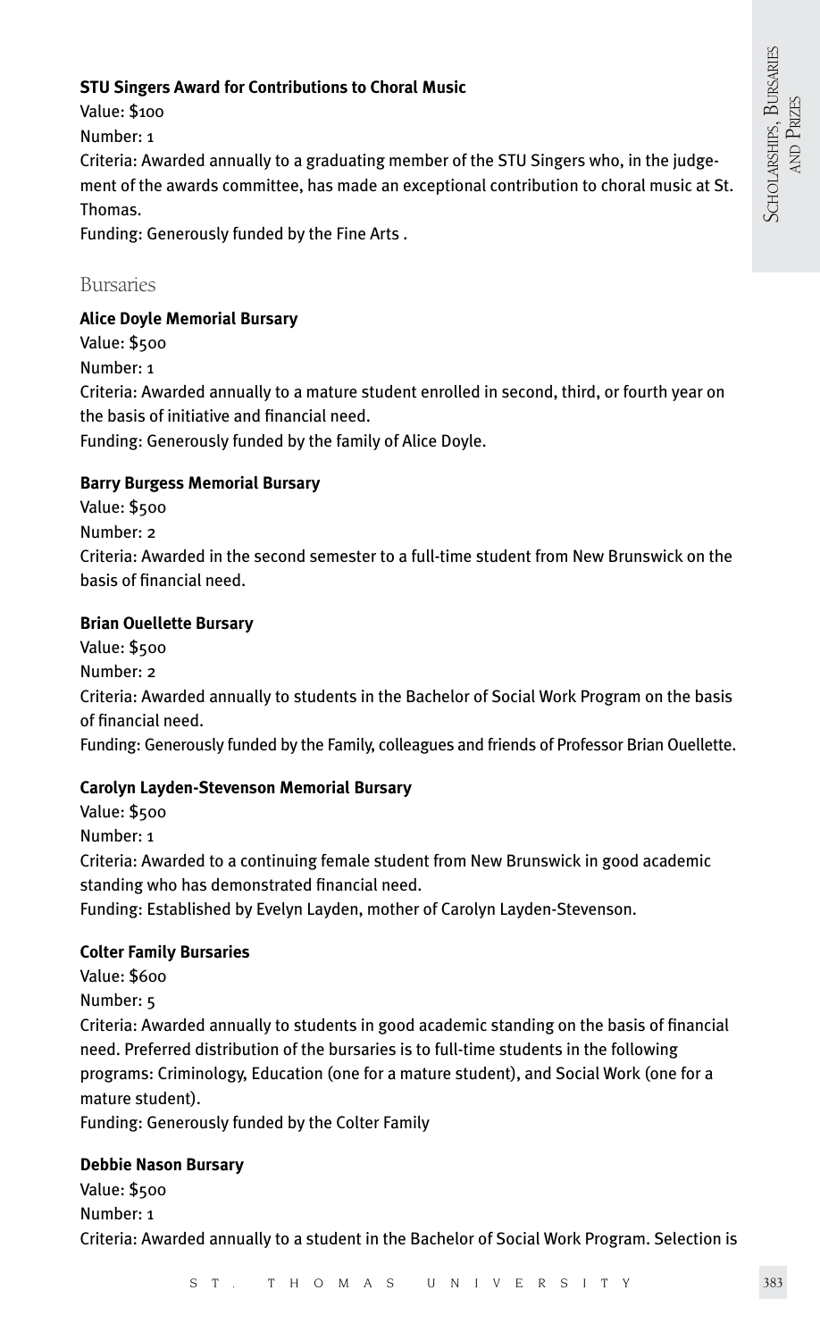**STU Singers Award for Contributions to Choral Music**

Value: $100

Number: 1

Criteria: Awarded annually to a graduating member of the STU Singers who, in the judgement of the awards committee, has made an exceptional contribution to choral music at St. Thomas.

Funding: Generously funded by the Fine Arts .

## Bursaries

**Alice Doyle Memorial Bursary**

Value: $500

Number: 1

Criteria: Awarded annually to a mature student enrolled in second, third, or fourth year on the basis of initiative and financial need.

Funding: Generously funded by the family of Alice Doyle.

**Barry Burgess Memorial Bursary**

Value: $500

Number: 2

Criteria: Awarded in the second semester to a full-time student from New Brunswick on the basis of financial need.

**Brian Ouellette Bursary**

Value: $500

Number: 2

Criteria: Awarded annually to students in the Bachelor of Social Work Program on the basis of financial need.

Funding: Generously funded by the Family, colleagues and friends of Professor Brian Ouellette.

**Carolyn Layden-Stevenson Memorial Bursary**

Value: $500

Number: 1

Criteria: Awarded to a continuing female student from New Brunswick in good academic standing who has demonstrated financial need.

Funding: Established by Evelyn Layden, mother of Carolyn Layden-Stevenson.

**Colter Family Bursaries**

Value: $600

Number: 5

Criteria: Awarded annually to students in good academic standing on the basis of financial need. Preferred distribution of the bursaries is to full-time students in the following programs: Criminology, Education (one for a mature student), and Social Work (one for a mature student).

Funding: Generously funded by the Colter Family

**Debbie Nason Bursary**

Value: $500

Number: 1

Criteria: Awarded annually to a student in the Bachelor of Social Work Program. Selection is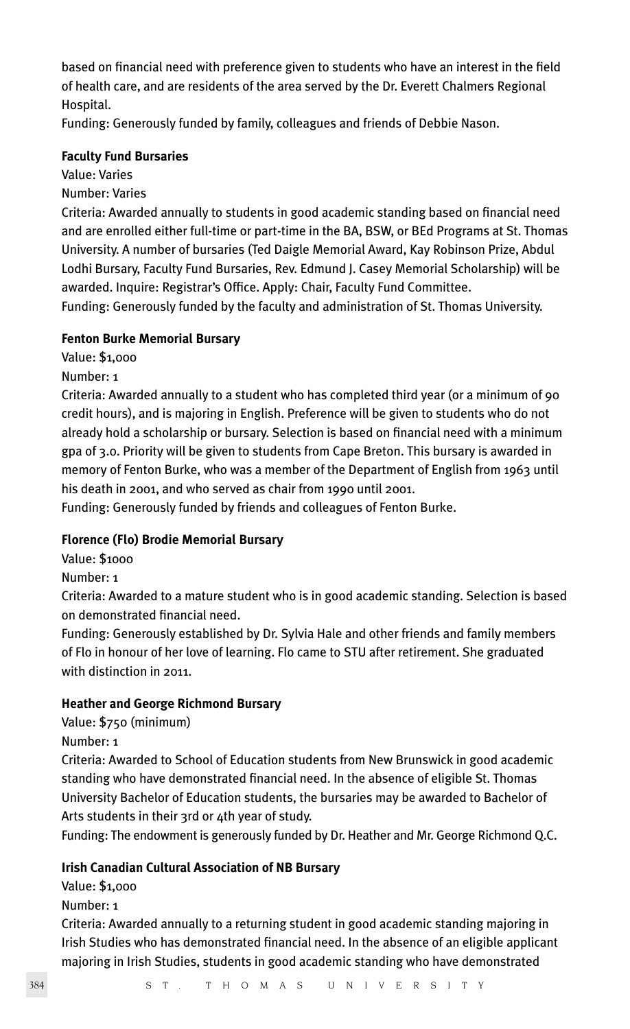based on financial need with preference given to students who have an interest in the field of health care, and are residents of the area served by the Dr. Everett Chalmers Regional Hospital.

Funding: Generously funded by family, colleagues and friends of Debbie Nason.

**Faculty Fund Bursaries**

Value: Varies

Number: Varies

Criteria: Awarded annually to students in good academic standing based on financial need and are enrolled either full-time or part-time in the BA, BSW, or BEd Programs at St. Thomas University. A number of bursaries (Ted Daigle Memorial Award, Kay Robinson Prize, Abdul Lodhi Bursary, Faculty Fund Bursaries, Rev. Edmund J. Casey Memorial Scholarship) will be awarded. Inquire: Registrar's Office. Apply: Chair, Faculty Fund Committee.

Funding: Generously funded by the faculty and administration of St. Thomas University.

**Fenton Burke Memorial Bursary**

Value: $1,000

Number: 1

Criteria: Awarded annually to a student who has completed third year (or a minimum of 90 credit hours), and is majoring in English. Preference will be given to students who do not already hold a scholarship or bursary. Selection is based on financial need with a minimum gpa of 3.0. Priority will be given to students from Cape Breton. This bursary is awarded in memory of Fenton Burke, who was a member of the Department of English from 1963 until his death in 2001, and who served as chair from 1990 until 2001.

Funding: Generously funded by friends and colleagues of Fenton Burke.

**Florence (Flo) Brodie Memorial Bursary**

Value: $1000

Number: 1

Criteria: Awarded to a mature student who is in good academic standing. Selection is based on demonstrated financial need.

Funding: Generously established by Dr. Sylvia Hale and other friends and family members of Flo in honour of her love of learning. Flo came to STU after retirement. She graduated with distinction in 2011.

**Heather and George Richmond Bursary**

Value: $750 (minimum)

Number: 1

Criteria: Awarded to School of Education students from New Brunswick in good academic standing who have demonstrated financial need. In the absence of eligible St. Thomas University Bachelor of Education students, the bursaries may be awarded to Bachelor of Arts students in their 3rd or 4th year of study.

Funding: The endowment is generously funded by Dr. Heather and Mr. George Richmond Q.C.

**Irish Canadian Cultural Association of NB Bursary**

Value: $1,000

Number: 1

Criteria: Awarded annually to a returning student in good academic standing majoring in Irish Studies who has demonstrated financial need. In the absence of an eligible applicant majoring in Irish Studies, students in good academic standing who have demonstrated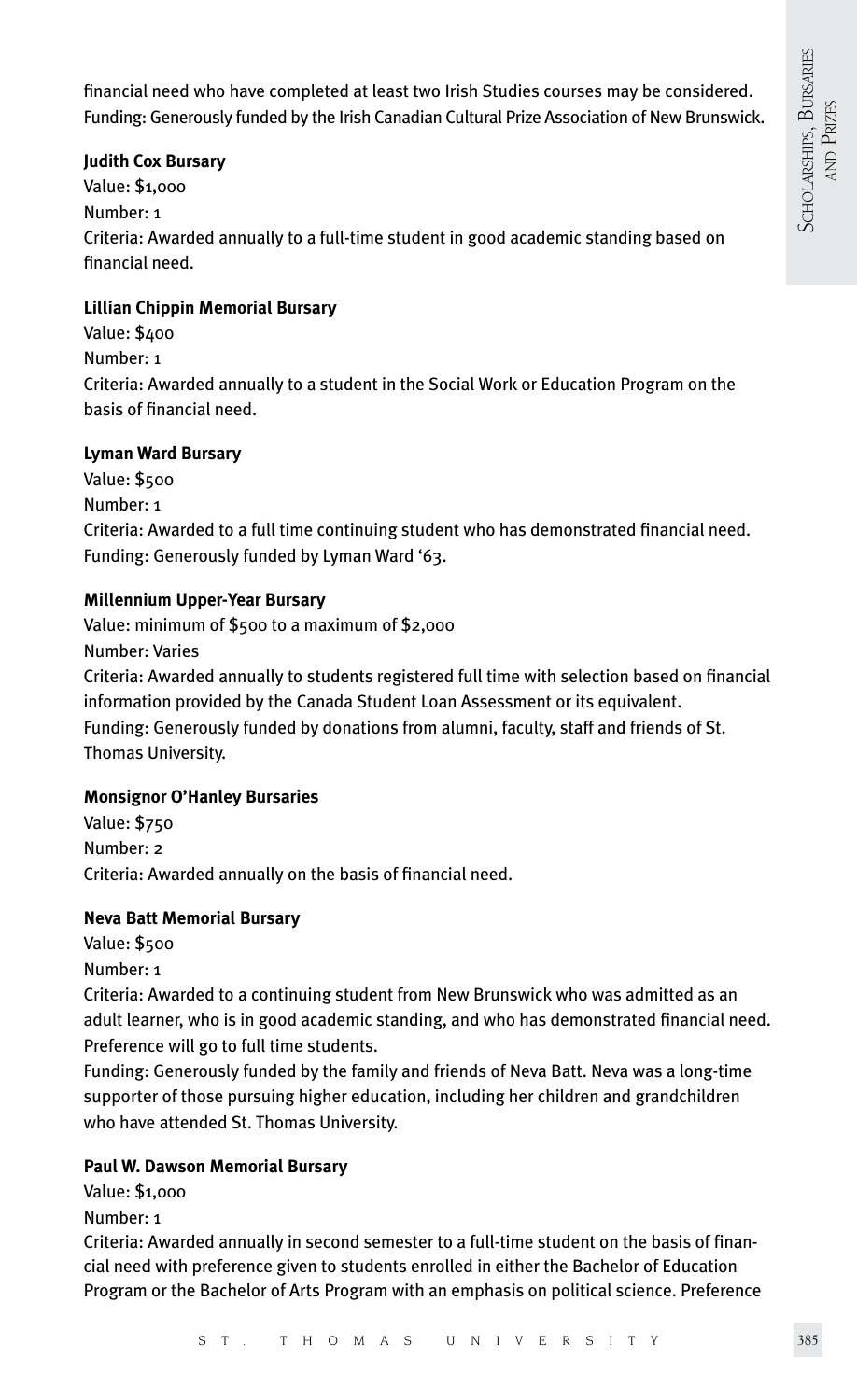financial need who have completed at least two Irish Studies courses may be considered.
Funding: Generously funded by the Irish Canadian Cultural Prize Association of New Brunswick.

**Judith Cox Bursary**

Value: $1,000
Number: 1
Criteria: Awarded annually to a full-time student in good academic standing based on financial need.

**Lillian Chippin Memorial Bursary**

Value: $400
Number: 1
Criteria: Awarded annually to a student in the Social Work or Education Program on the basis of financial need.

**Lyman Ward Bursary**

Value: $500
Number: 1
Criteria: Awarded to a full time continuing student who has demonstrated financial need.
Funding: Generously funded by Lyman Ward '63.

**Millennium Upper-Year Bursary**

Value: minimum of $500 to a maximum of $2,000
Number: Varies
Criteria: Awarded annually to students registered full time with selection based on financial information provided by the Canada Student Loan Assessment or its equivalent.
Funding: Generously funded by donations from alumni, faculty, staff and friends of St. Thomas University.

**Monsignor O'Hanley Bursaries**

Value: $750
Number: 2
Criteria: Awarded annually on the basis of financial need.

**Neva Batt Memorial Bursary**

Value: $500
Number: 1
Criteria: Awarded to a continuing student from New Brunswick who was admitted as an adult learner, who is in good academic standing, and who has demonstrated financial need. Preference will go to full time students.
Funding: Generously funded by the family and friends of Neva Batt. Neva was a long-time supporter of those pursuing higher education, including her children and grandchildren who have attended St. Thomas University.

**Paul W. Dawson Memorial Bursary**

Value: $1,000
Number: 1
Criteria: Awarded annually in second semester to a full-time student on the basis of financial need with preference given to students enrolled in either the Bachelor of Education Program or the Bachelor of Arts Program with an emphasis on political science. Preference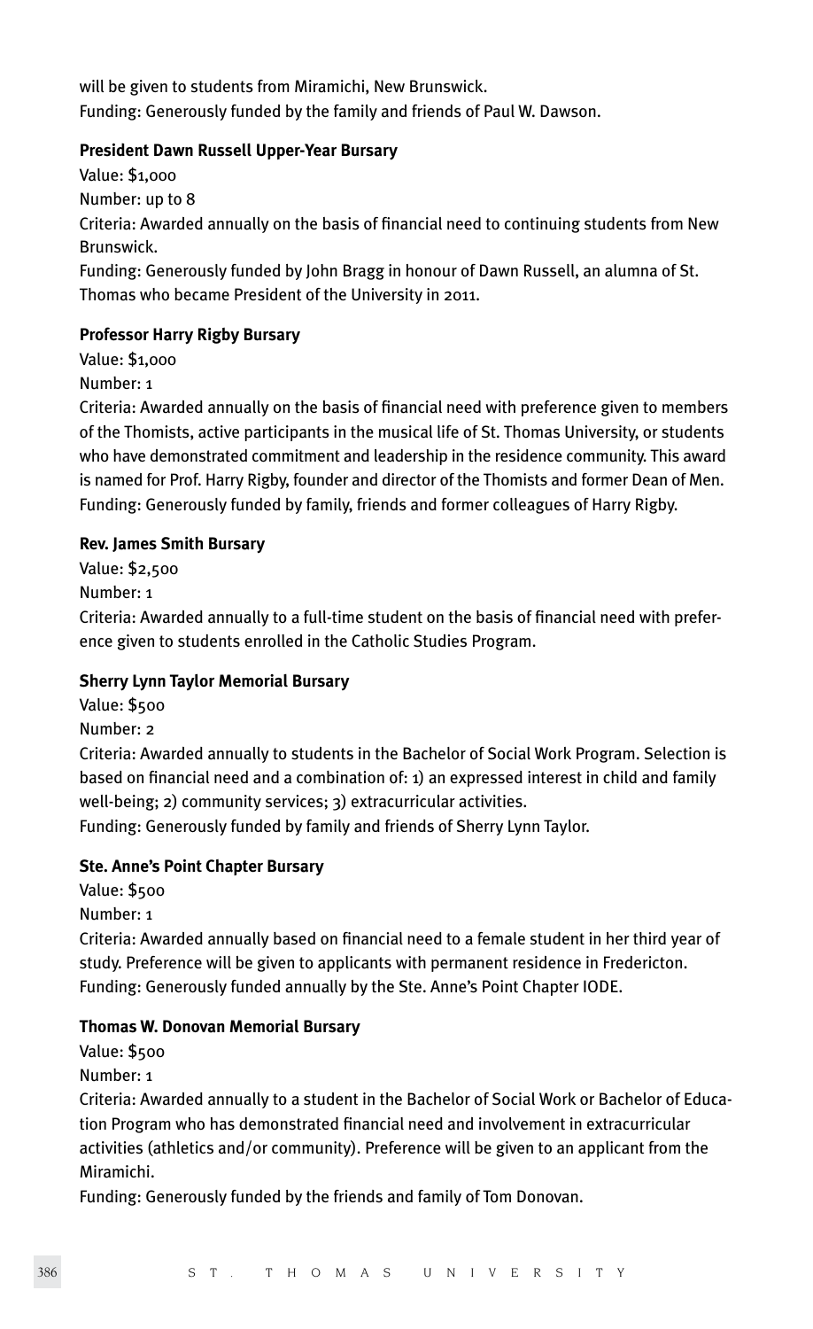will be given to students from Miramichi, New Brunswick.
Funding: Generously funded by the family and friends of Paul W. Dawson.

**President Dawn Russell Upper-Year Bursary**

Value: $1,000
Number: up to 8
Criteria: Awarded annually on the basis of financial need to continuing students from New Brunswick.
Funding: Generously funded by John Bragg in honour of Dawn Russell, an alumna of St. Thomas who became President of the University in 2011.

**Professor Harry Rigby Bursary**

Value: $1,000
Number: 1
Criteria: Awarded annually on the basis of financial need with preference given to members of the Thomists, active participants in the musical life of St. Thomas University, or students who have demonstrated commitment and leadership in the residence community. This award is named for Prof. Harry Rigby, founder and director of the Thomists and former Dean of Men.
Funding: Generously funded by family, friends and former colleagues of Harry Rigby.

**Rev. James Smith Bursary**

Value: $2,500
Number: 1
Criteria: Awarded annually to a full-time student on the basis of financial need with preference given to students enrolled in the Catholic Studies Program.

**Sherry Lynn Taylor Memorial Bursary**

Value: $500
Number: 2
Criteria: Awarded annually to students in the Bachelor of Social Work Program. Selection is based on financial need and a combination of: 1) an expressed interest in child and family well-being; 2) community services; 3) extracurricular activities.
Funding: Generously funded by family and friends of Sherry Lynn Taylor.

**Ste. Anne's Point Chapter Bursary**

Value: $500
Number: 1
Criteria: Awarded annually based on financial need to a female student in her third year of study. Preference will be given to applicants with permanent residence in Fredericton.
Funding: Generously funded annually by the Ste. Anne's Point Chapter IODE.

**Thomas W. Donovan Memorial Bursary**

Value: $500
Number: 1
Criteria: Awarded annually to a student in the Bachelor of Social Work or Bachelor of Education Program who has demonstrated financial need and involvement in extracurricular activities (athletics and/or community). Preference will be given to an applicant from the Miramichi.
Funding: Generously funded by the friends and family of Tom Donovan.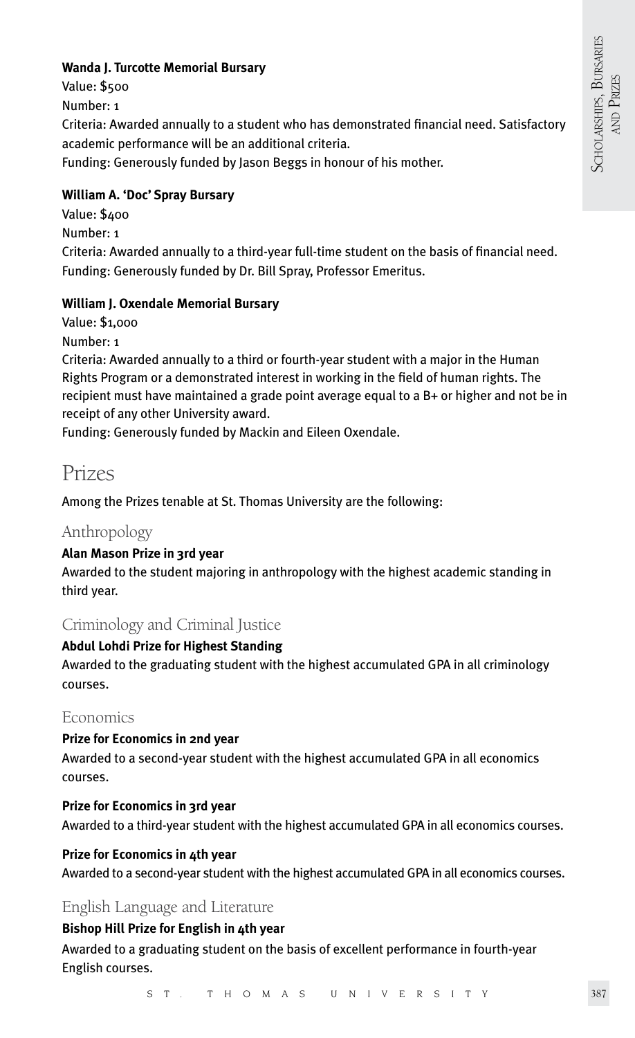**Wanda J. Turcotte Memorial Bursary**

Value: $500

Number: 1

Criteria: Awarded annually to a student who has demonstrated financial need. Satisfactory academic performance will be an additional criteria.

Funding: Generously funded by Jason Beggs in honour of his mother.

**William A. 'Doc' Spray Bursary**

Value: $400

Number: 1

Criteria: Awarded annually to a third-year full-time student on the basis of financial need.

Funding: Generously funded by Dr. Bill Spray, Professor Emeritus.

**William J. Oxendale Memorial Bursary**

Value: $1,000

Number: 1

Criteria: Awarded annually to a third or fourth-year student with a major in the Human Rights Program or a demonstrated interest in working in the field of human rights. The recipient must have maintained a grade point average equal to a B+ or higher and not be in receipt of any other University award.

Funding: Generously funded by Mackin and Eileen Oxendale.

# Prizes

Among the Prizes tenable at St. Thomas University are the following:

## Anthropology

**Alan Mason Prize in 3rd year**

Awarded to the student majoring in anthropology with the highest academic standing in third year.

## Criminology and Criminal Justice

**Abdul Lohdi Prize for Highest Standing**

Awarded to the graduating student with the highest accumulated GPA in all criminology courses.

## Economics

**Prize for Economics in 2nd year**

Awarded to a second-year student with the highest accumulated GPA in all economics courses.

**Prize for Economics in 3rd year**

Awarded to a third-year student with the highest accumulated GPA in all economics courses.

**Prize for Economics in 4th year**

Awarded to a second-year student with the highest accumulated GPA in all economics courses.

## English Language and Literature

**Bishop Hill Prize for English in 4th year**

Awarded to a graduating student on the basis of excellent performance in fourth-year English courses.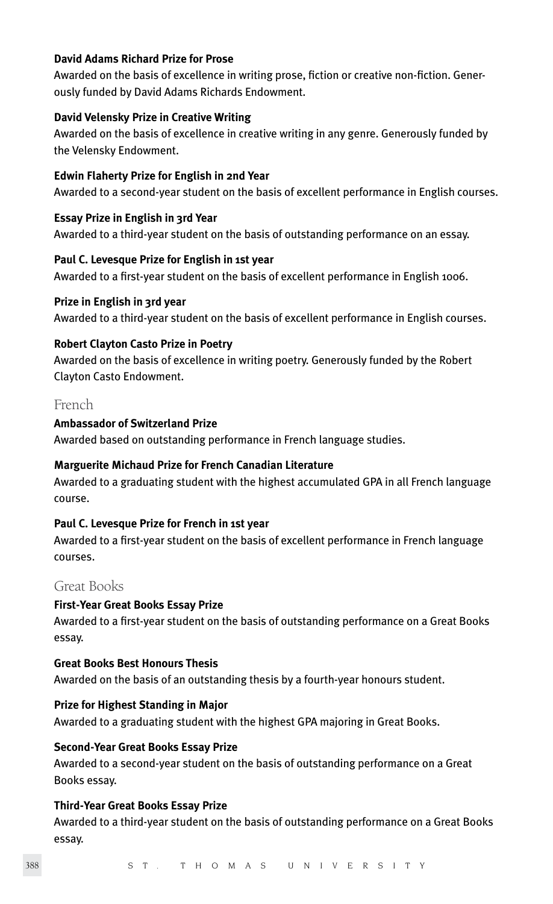**David Adams Richard Prize for Prose**

Awarded on the basis of excellence in writing prose, fiction or creative non-fiction. Generously funded by David Adams Richards Endowment.

**David Velensky Prize in Creative Writing**

Awarded on the basis of excellence in creative writing in any genre. Generously funded by the Velensky Endowment.

**Edwin Flaherty Prize for English in 2nd Year**

Awarded to a second-year student on the basis of excellent performance in English courses.

**Essay Prize in English in 3rd Year**

Awarded to a third-year student on the basis of outstanding performance on an essay.

**Paul C. Levesque Prize for English in 1st year**

Awarded to a first-year student on the basis of excellent performance in English 1006.

**Prize in English in 3rd year**

Awarded to a third-year student on the basis of excellent performance in English courses.

**Robert Clayton Casto Prize in Poetry**

Awarded on the basis of excellence in writing poetry. Generously funded by the Robert Clayton Casto Endowment.

## French

**Ambassador of Switzerland Prize**

Awarded based on outstanding performance in French language studies.

**Marguerite Michaud Prize for French Canadian Literature**

Awarded to a graduating student with the highest accumulated GPA in all French language course.

**Paul C. Levesque Prize for French in 1st year**

Awarded to a first-year student on the basis of excellent performance in French language courses.

## Great Books

**First-Year Great Books Essay Prize**

Awarded to a first-year student on the basis of outstanding performance on a Great Books essay.

**Great Books Best Honours Thesis**

Awarded on the basis of an outstanding thesis by a fourth-year honours student.

**Prize for Highest Standing in Major**

Awarded to a graduating student with the highest GPA majoring in Great Books.

**Second-Year Great Books Essay Prize**

Awarded to a second-year student on the basis of outstanding performance on a Great Books essay.

**Third-Year Great Books Essay Prize**

Awarded to a third-year student on the basis of outstanding performance on a Great Books essay.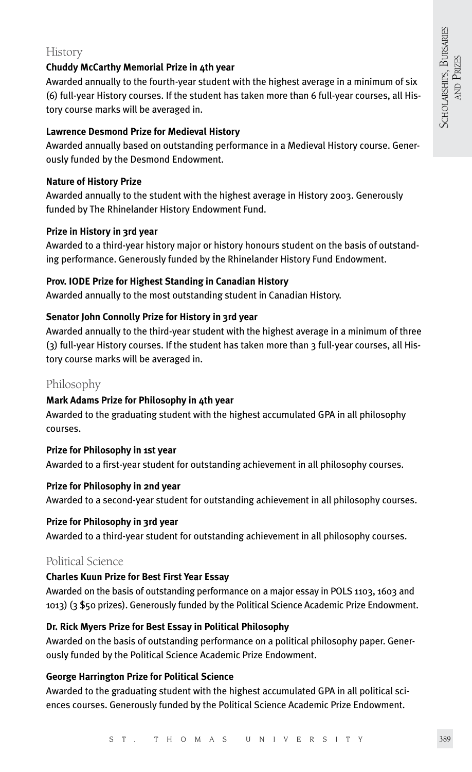## History

**Chuddy McCarthy Memorial Prize in 4th year**

Awarded annually to the fourth-year student with the highest average in a minimum of six (6) full-year History courses. If the student has taken more than 6 full-year courses, all History course marks will be averaged in.

**Lawrence Desmond Prize for Medieval History**

Awarded annually based on outstanding performance in a Medieval History course. Generously funded by the Desmond Endowment.

**Nature of History Prize**

Awarded annually to the student with the highest average in History 2003. Generously funded by The Rhinelander History Endowment Fund.

**Prize in History in 3rd year**

Awarded to a third-year history major or history honours student on the basis of outstanding performance. Generously funded by the Rhinelander History Fund Endowment.

**Prov. IODE Prize for Highest Standing in Canadian History**

Awarded annually to the most outstanding student in Canadian History.

**Senator John Connolly Prize for History in 3rd year**

Awarded annually to the third-year student with the highest average in a minimum of three (3) full-year History courses. If the student has taken more than 3 full-year courses, all History course marks will be averaged in.

## Philosophy

**Mark Adams Prize for Philosophy in 4th year**

Awarded to the graduating student with the highest accumulated GPA in all philosophy courses.

**Prize for Philosophy in 1st year**

Awarded to a first-year student for outstanding achievement in all philosophy courses.

**Prize for Philosophy in 2nd year**

Awarded to a second-year student for outstanding achievement in all philosophy courses.

**Prize for Philosophy in 3rd year**

Awarded to a third-year student for outstanding achievement in all philosophy courses.

## Political Science

**Charles Kuun Prize for Best First Year Essay**

Awarded on the basis of outstanding performance on a major essay in POLS 1103, 1603 and 1013) (3 $50 prizes). Generously funded by the Political Science Academic Prize Endowment.

**Dr. Rick Myers Prize for Best Essay in Political Philosophy**

Awarded on the basis of outstanding performance on a political philosophy paper. Generously funded by the Political Science Academic Prize Endowment.

**George Harrington Prize for Political Science**

Awarded to the graduating student with the highest accumulated GPA in all political sciences courses. Generously funded by the Political Science Academic Prize Endowment.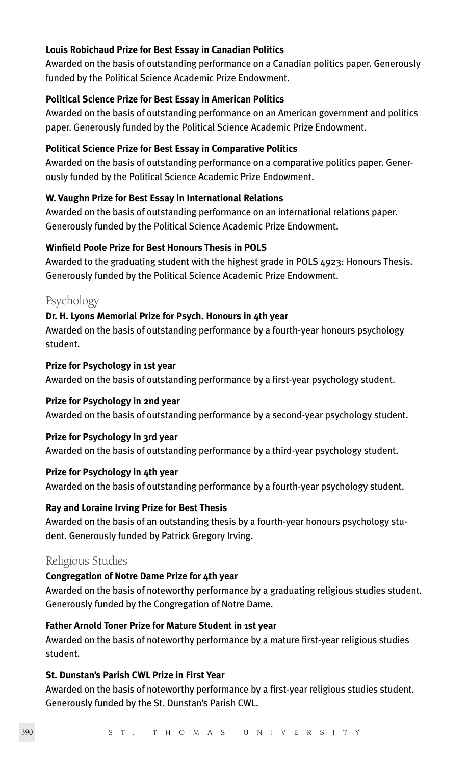**Louis Robichaud Prize for Best Essay in Canadian Politics**

Awarded on the basis of outstanding performance on a Canadian politics paper. Generously funded by the Political Science Academic Prize Endowment.

**Political Science Prize for Best Essay in American Politics**

Awarded on the basis of outstanding performance on an American government and politics paper. Generously funded by the Political Science Academic Prize Endowment.

**Political Science Prize for Best Essay in Comparative Politics**

Awarded on the basis of outstanding performance on a comparative politics paper. Generously funded by the Political Science Academic Prize Endowment.

**W. Vaughn Prize for Best Essay in International Relations**

Awarded on the basis of outstanding performance on an international relations paper. Generously funded by the Political Science Academic Prize Endowment.

**Winfield Poole Prize for Best Honours Thesis in POLS**

Awarded to the graduating student with the highest grade in POLS 4923: Honours Thesis. Generously funded by the Political Science Academic Prize Endowment.

## Psychology

**Dr. H. Lyons Memorial Prize for Psych. Honours in 4th year**

Awarded on the basis of outstanding performance by a fourth-year honours psychology student.

**Prize for Psychology in 1st year**

Awarded on the basis of outstanding performance by a first-year psychology student.

**Prize for Psychology in 2nd year**

Awarded on the basis of outstanding performance by a second-year psychology student.

**Prize for Psychology in 3rd year**

Awarded on the basis of outstanding performance by a third-year psychology student.

**Prize for Psychology in 4th year**

Awarded on the basis of outstanding performance by a fourth-year psychology student.

**Ray and Loraine Irving Prize for Best Thesis**

Awarded on the basis of an outstanding thesis by a fourth-year honours psychology student. Generously funded by Patrick Gregory Irving.

## Religious Studies

**Congregation of Notre Dame Prize for 4th year**

Awarded on the basis of noteworthy performance by a graduating religious studies student. Generously funded by the Congregation of Notre Dame.

**Father Arnold Toner Prize for Mature Student in 1st year**

Awarded on the basis of noteworthy performance by a mature first-year religious studies student.

**St. Dunstan's Parish CWL Prize in First Year**

Awarded on the basis of noteworthy performance by a first-year religious studies student. Generously funded by the St. Dunstan's Parish CWL.